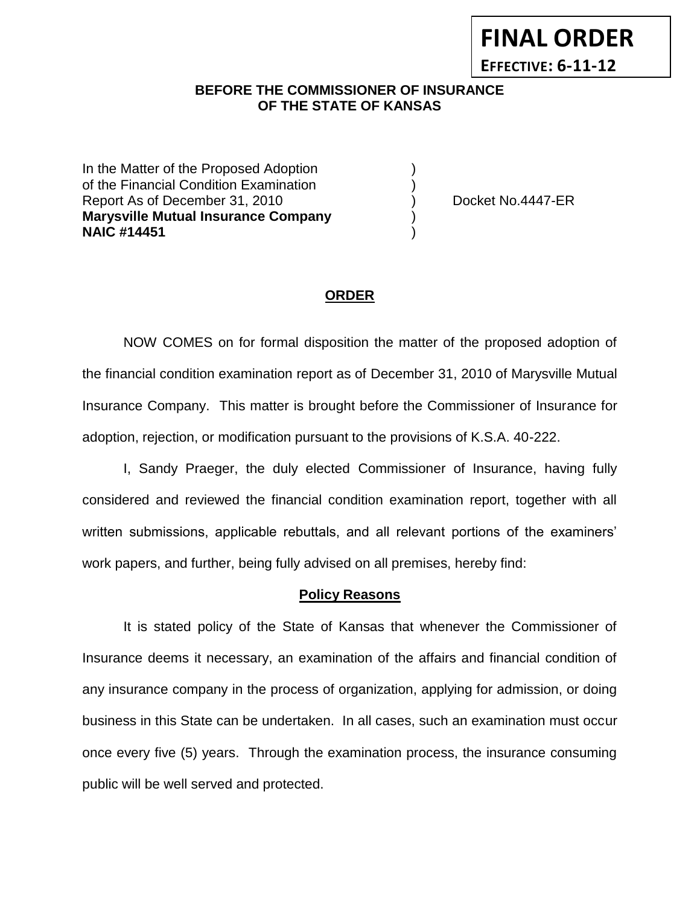**FINAL ORDER**

**EFFECTIVE: 6-11-12**

**BEFORE THE COMMISSIONER OF INSURANCE**
**OF THE STATE OF KANSAS**

In the Matter of the Proposed Adoption )
of the Financial Condition Examination )
Report As of December 31, 2010 ) Docket No.4447-ER
**Marysville Mutual Insurance Company** )
**NAIC #14451** )

## ORDER

NOW COMES on for formal disposition the matter of the proposed adoption of the financial condition examination report as of December 31, 2010 of Marysville Mutual Insurance Company. This matter is brought before the Commissioner of Insurance for adoption, rejection, or modification pursuant to the provisions of K.S.A. 40-222.

I, Sandy Praeger, the duly elected Commissioner of Insurance, having fully considered and reviewed the financial condition examination report, together with all written submissions, applicable rebuttals, and all relevant portions of the examiners' work papers, and further, being fully advised on all premises, hereby find:

### Policy Reasons

It is stated policy of the State of Kansas that whenever the Commissioner of Insurance deems it necessary, an examination of the affairs and financial condition of any insurance company in the process of organization, applying for admission, or doing business in this State can be undertaken. In all cases, such an examination must occur once every five (5) years. Through the examination process, the insurance consuming public will be well served and protected.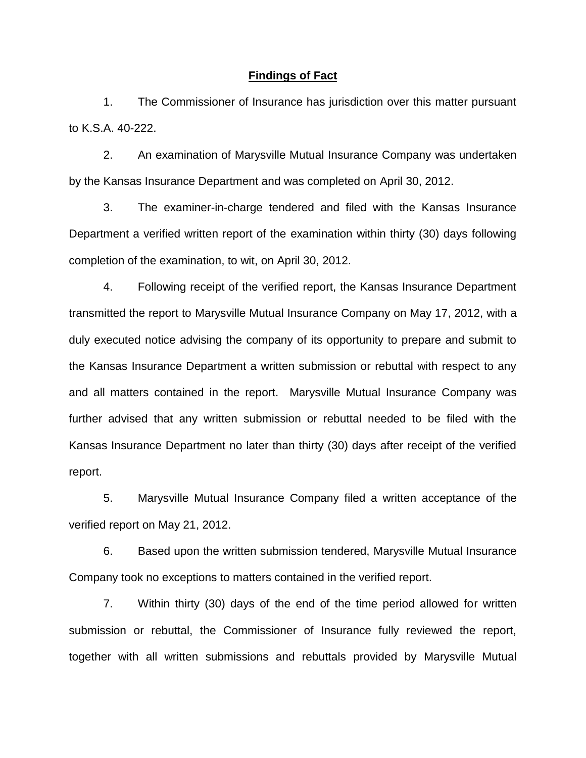## Findings of Fact

1. The Commissioner of Insurance has jurisdiction over this matter pursuant to K.S.A. 40-222.

2. An examination of Marysville Mutual Insurance Company was undertaken by the Kansas Insurance Department and was completed on April 30, 2012.

3. The examiner-in-charge tendered and filed with the Kansas Insurance Department a verified written report of the examination within thirty (30) days following completion of the examination, to wit, on April 30, 2012.

4. Following receipt of the verified report, the Kansas Insurance Department transmitted the report to Marysville Mutual Insurance Company on May 17, 2012, with a duly executed notice advising the company of its opportunity to prepare and submit to the Kansas Insurance Department a written submission or rebuttal with respect to any and all matters contained in the report. Marysville Mutual Insurance Company was further advised that any written submission or rebuttal needed to be filed with the Kansas Insurance Department no later than thirty (30) days after receipt of the verified report.

5. Marysville Mutual Insurance Company filed a written acceptance of the verified report on May 21, 2012.

6. Based upon the written submission tendered, Marysville Mutual Insurance Company took no exceptions to matters contained in the verified report.

7. Within thirty (30) days of the end of the time period allowed for written submission or rebuttal, the Commissioner of Insurance fully reviewed the report, together with all written submissions and rebuttals provided by Marysville Mutual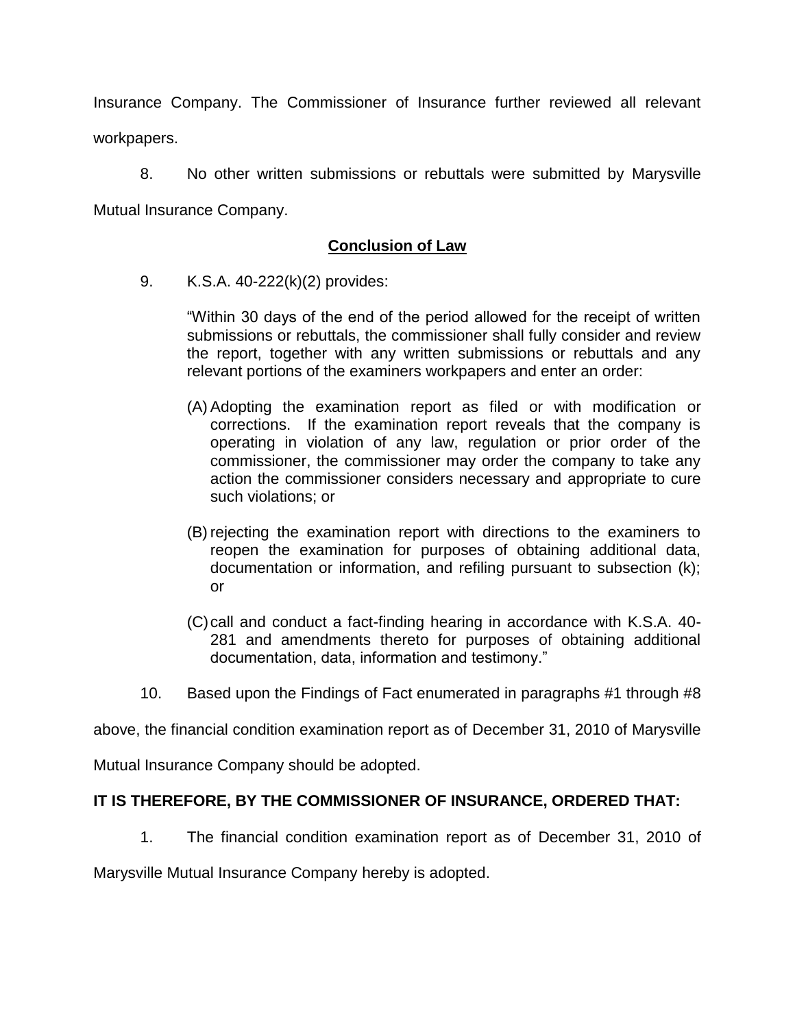Insurance Company. The Commissioner of Insurance further reviewed all relevant workpapers.

8. No other written submissions or rebuttals were submitted by Marysville Mutual Insurance Company.

## **Conclusion of Law**

9. K.S.A. 40-222(k)(2) provides:

> "Within 30 days of the end of the period allowed for the receipt of written submissions or rebuttals, the commissioner shall fully consider and review the report, together with any written submissions or rebuttals and any relevant portions of the examiners workpapers and enter an order:
>
> (A) Adopting the examination report as filed or with modification or corrections. If the examination report reveals that the company is operating in violation of any law, regulation or prior order of the commissioner, the commissioner may order the company to take any action the commissioner considers necessary and appropriate to cure such violations; or
>
> (B) rejecting the examination report with directions to the examiners to reopen the examination for purposes of obtaining additional data, documentation or information, and refiling pursuant to subsection (k); or
>
> (C) call and conduct a fact-finding hearing in accordance with K.S.A. 40-281 and amendments thereto for purposes of obtaining additional documentation, data, information and testimony."

10. Based upon the Findings of Fact enumerated in paragraphs #1 through #8 above, the financial condition examination report as of December 31, 2010 of Marysville Mutual Insurance Company should be adopted.

**IT IS THEREFORE, BY THE COMMISSIONER OF INSURANCE, ORDERED THAT:**

1. The financial condition examination report as of December 31, 2010 of Marysville Mutual Insurance Company hereby is adopted.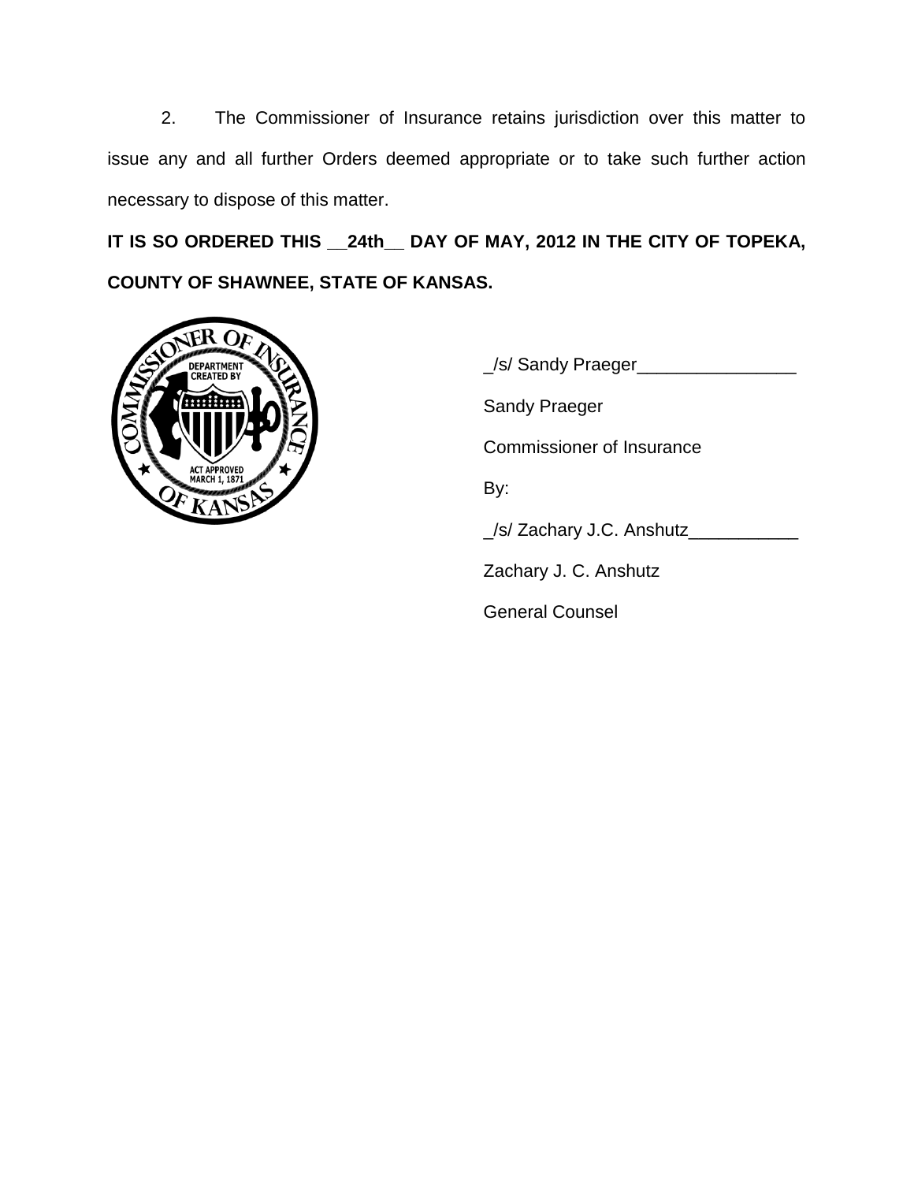2. The Commissioner of Insurance retains jurisdiction over this matter to issue any and all further Orders deemed appropriate or to take such further action necessary to dispose of this matter.

**IT IS SO ORDERED THIS __24th__ DAY OF MAY, 2012 IN THE CITY OF TOPEKA, COUNTY OF SHAWNEE, STATE OF KANSAS.**

_/s/ Sandy Praeger________________

Sandy Praeger

Commissioner of Insurance

By:

_/s/ Zachary J.C. Anshutz___________

Zachary J. C. Anshutz

General Counsel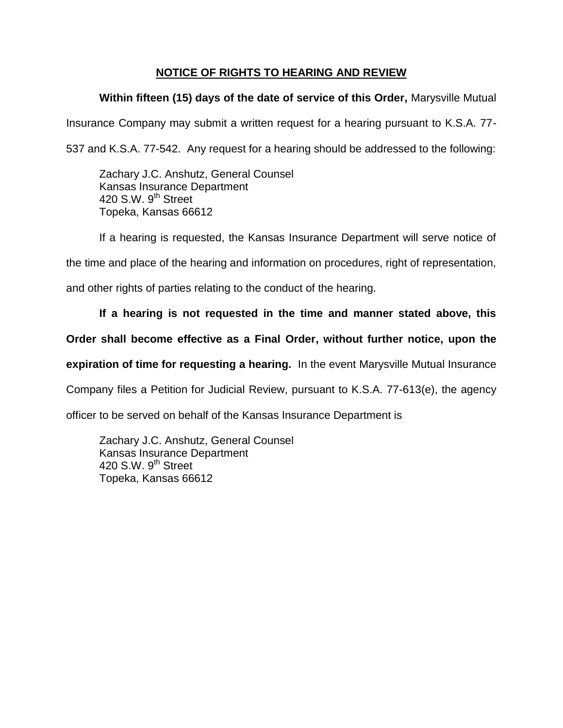## NOTICE OF RIGHTS TO HEARING AND REVIEW

**Within fifteen (15) days of the date of service of this Order,** Marysville Mutual Insurance Company may submit a written request for a hearing pursuant to K.S.A. 77-537 and K.S.A. 77-542. Any request for a hearing should be addressed to the following:

Zachary J.C. Anshutz, General Counsel
Kansas Insurance Department
420 S.W. 9th Street
Topeka, Kansas 66612

If a hearing is requested, the Kansas Insurance Department will serve notice of the time and place of the hearing and information on procedures, right of representation, and other rights of parties relating to the conduct of the hearing.

**If a hearing is not requested in the time and manner stated above, this Order shall become effective as a Final Order, without further notice, upon the expiration of time for requesting a hearing.** In the event Marysville Mutual Insurance Company files a Petition for Judicial Review, pursuant to K.S.A. 77-613(e), the agency officer to be served on behalf of the Kansas Insurance Department is

Zachary J.C. Anshutz, General Counsel
Kansas Insurance Department
420 S.W. 9th Street
Topeka, Kansas 66612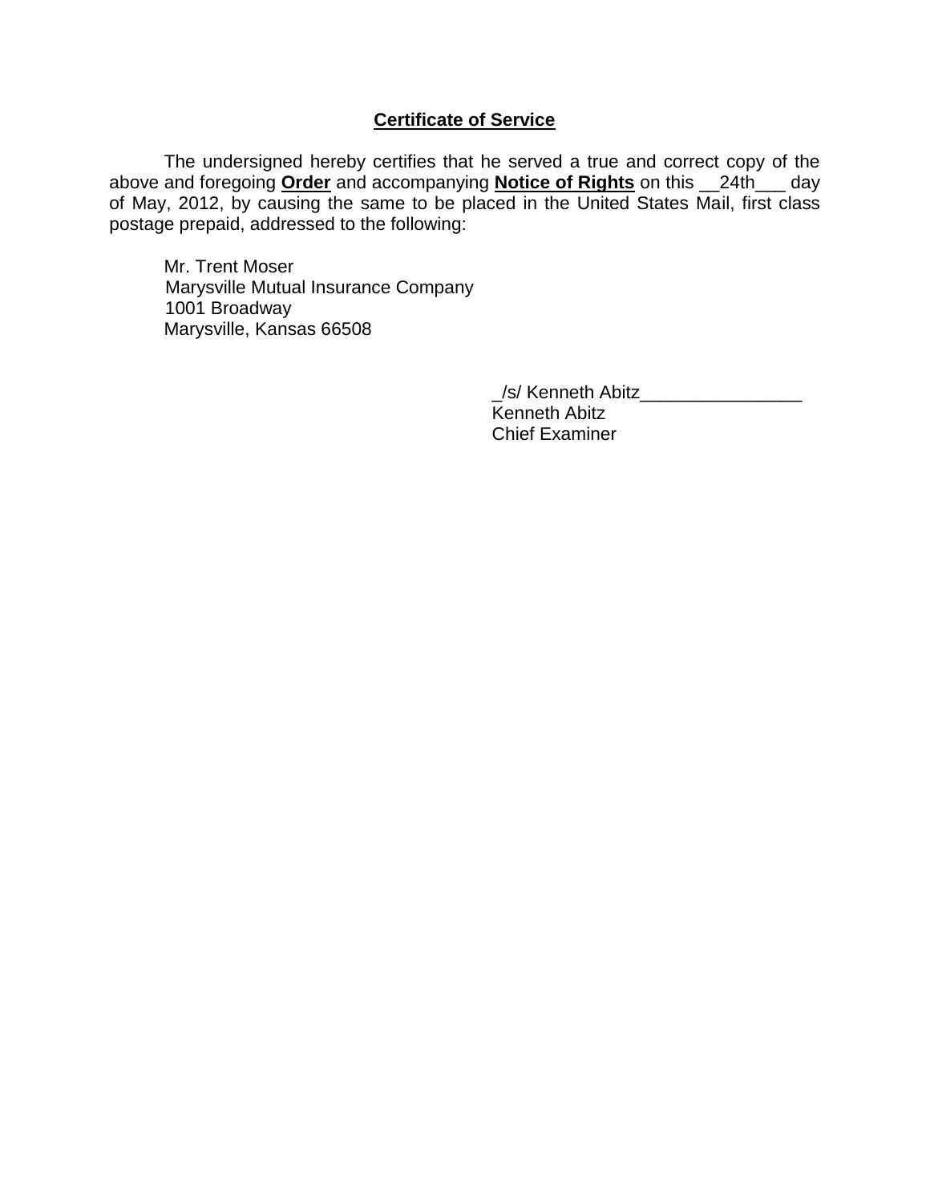## **Certificate of Service**

The undersigned hereby certifies that he served a true and correct copy of the above and foregoing **Order** and accompanying **Notice of Rights** on this __24th___ day of May, 2012, by causing the same to be placed in the United States Mail, first class postage prepaid, addressed to the following:

Mr. Trent Moser  
Marysville Mutual Insurance Company  
1001 Broadway  
Marysville, Kansas 66508

_/s/ Kenneth Abitz________________  
Kenneth Abitz  
Chief Examiner